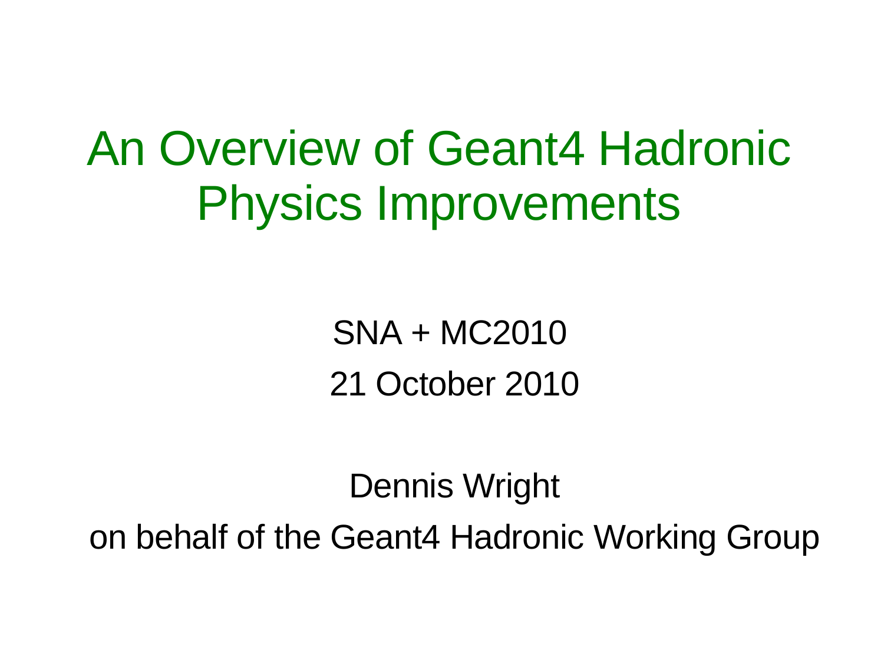# An Overview of Geant4 Hadronic Physics Improvements

SNA + MC2010

21 October 2010

Dennis Wright

on behalf of the Geant4 Hadronic Working Group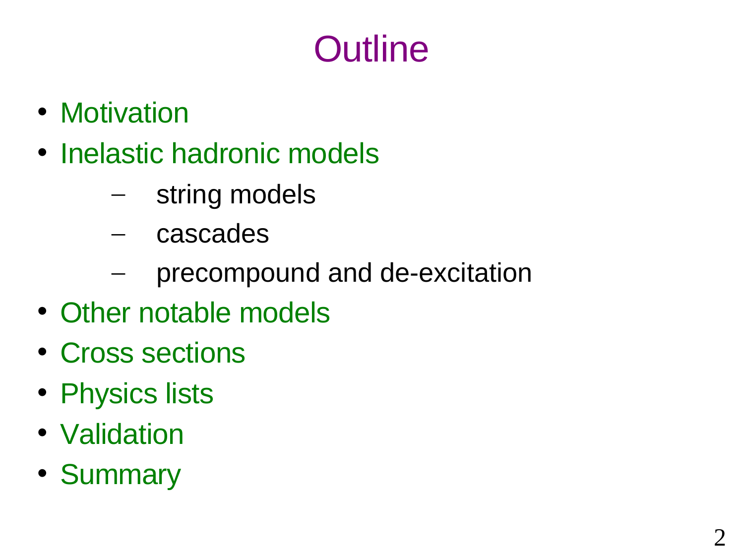# Outline

- Motivation
- Inelastic hadronic models
  - string models
  - cascades
  - precompound and de-excitation
- Other notable models
- Cross sections
- Physics lists
- Validation
- Summary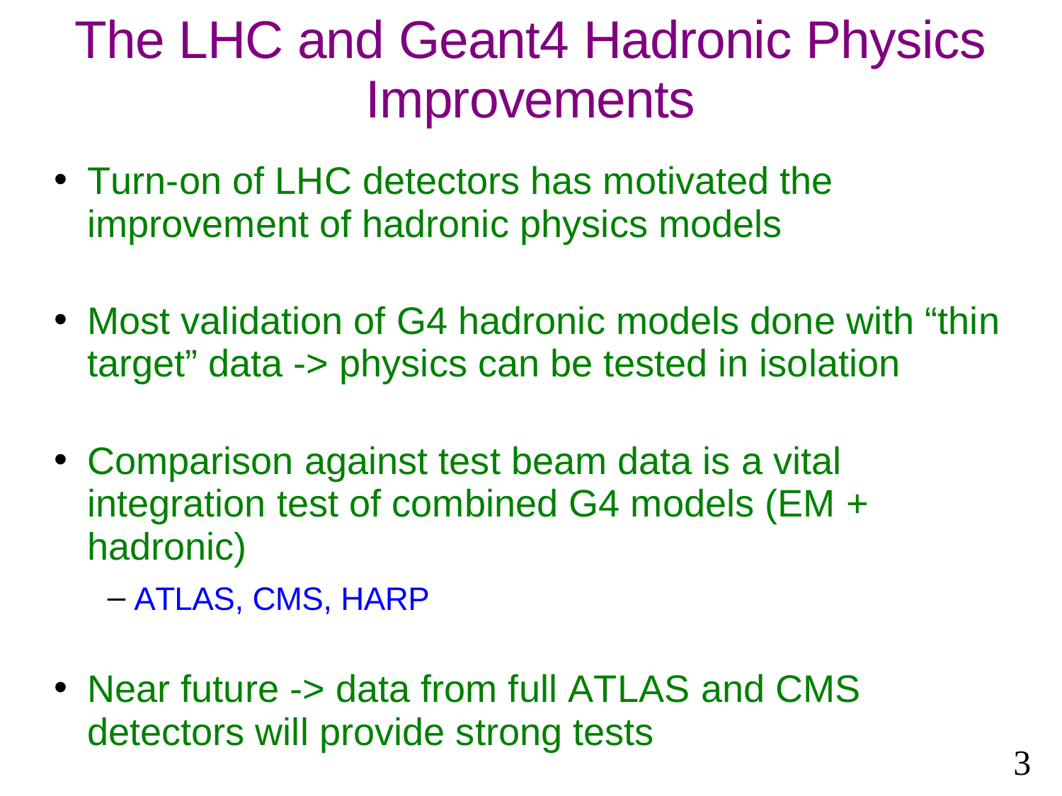# The LHC and Geant4 Hadronic Physics Improvements

- Turn-on of LHC detectors has motivated the improvement of hadronic physics models
- Most validation of G4 hadronic models done with “thin target” data -> physics can be tested in isolation
- Comparison against test beam data is a vital integration test of combined G4 models (EM + hadronic)
  - ATLAS, CMS, HARP
- Near future -> data from full ATLAS and CMS detectors will provide strong tests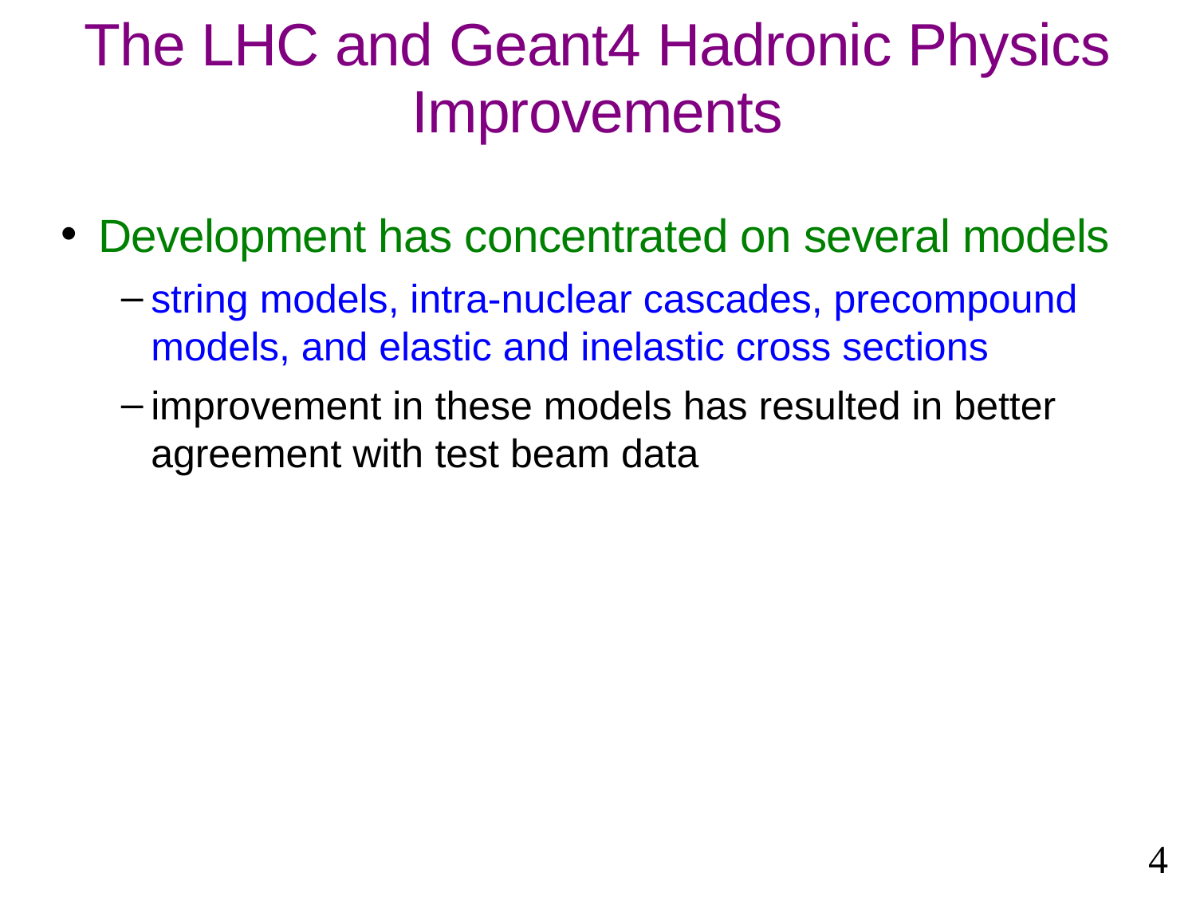# The LHC and Geant4 Hadronic Physics Improvements

- Development has concentrated on several models
  - string models, intra-nuclear cascades, precompound models, and elastic and inelastic cross sections
  - improvement in these models has resulted in better agreement with test beam data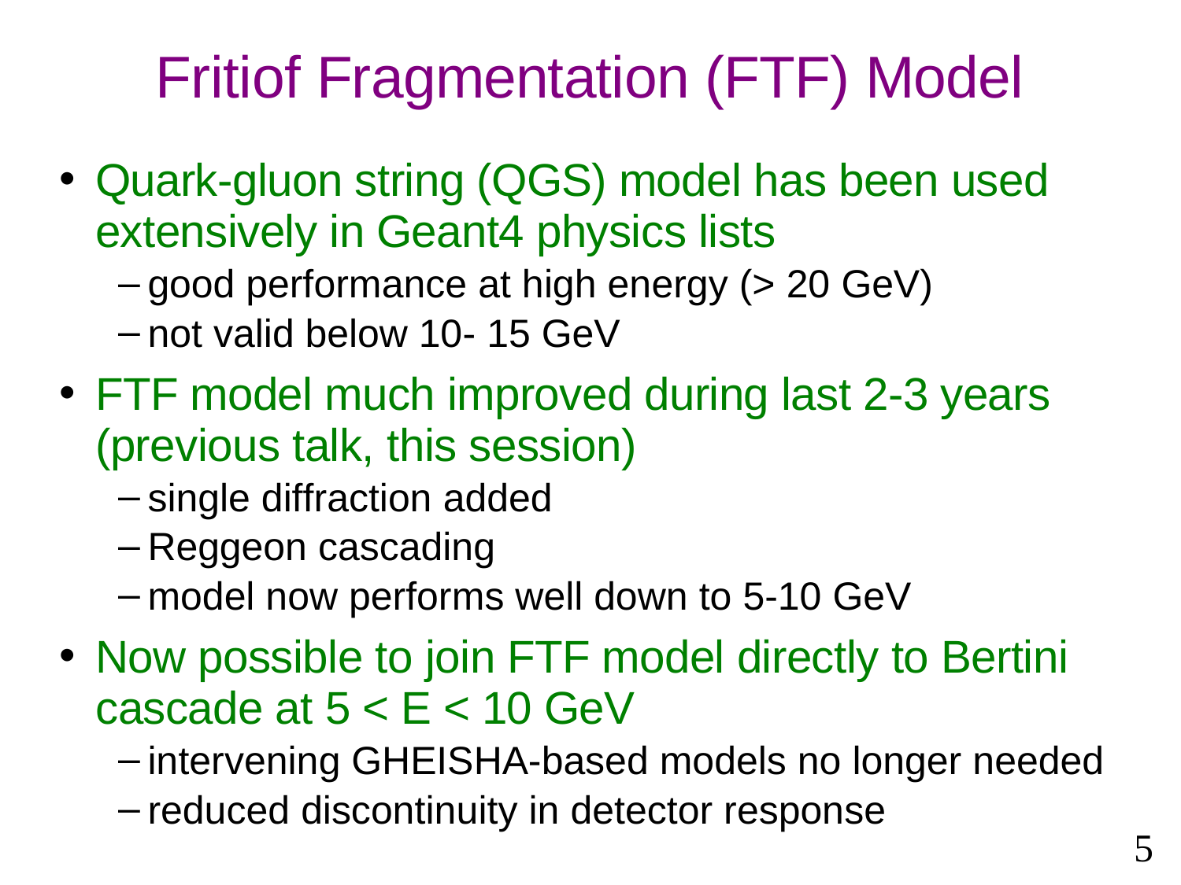# Fritiof Fragmentation (FTF) Model

- Quark-gluon string (QGS) model has been used extensively in Geant4 physics lists
  - good performance at high energy (> 20 GeV)
  - not valid below 10- 15 GeV
- FTF model much improved during last 2-3 years (previous talk, this session)
  - single diffraction added
  - Reggeon cascading
  - model now performs well down to 5-10 GeV
- Now possible to join FTF model directly to Bertini cascade at $5 < E < 10$ GeV
  - intervening GHEISHA-based models no longer needed
  - reduced discontinuity in detector response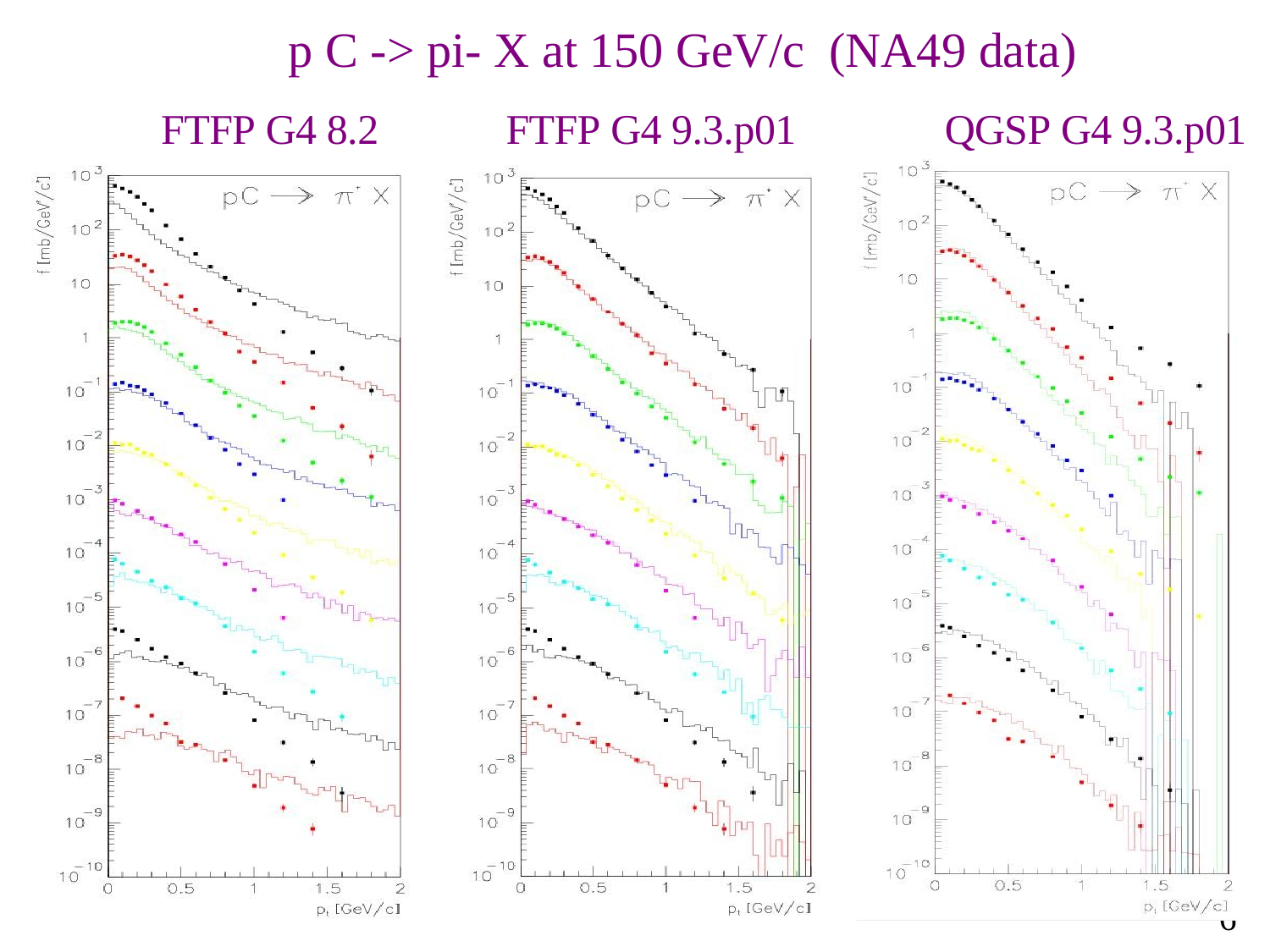# p C -> pi- X at 150 GeV/c (NA49 data)

FTFP G4 8.2

FTFP G4 9.3.p01

QGSP G4 9.3.p01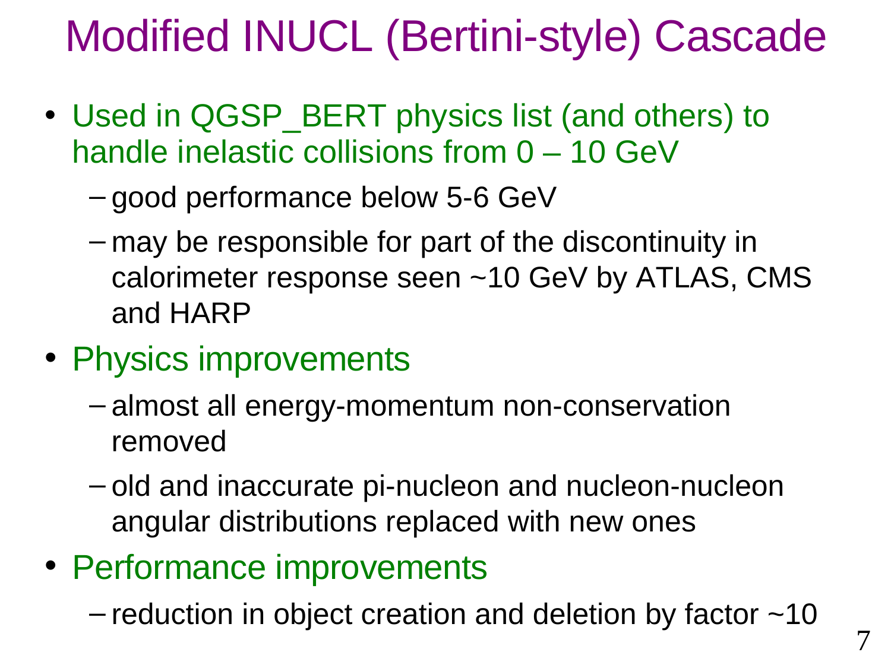# Modified INUCL (Bertini-style) Cascade

- Used in QGSP_BERT physics list (and others) to handle inelastic collisions from 0 – 10 GeV
  - good performance below 5-6 GeV
  - may be responsible for part of the discontinuity in calorimeter response seen ~10 GeV by ATLAS, CMS and HARP
- Physics improvements
  - almost all energy-momentum non-conservation removed
  - old and inaccurate pi-nucleon and nucleon-nucleon angular distributions replaced with new ones
- Performance improvements
  - reduction in object creation and deletion by factor ~10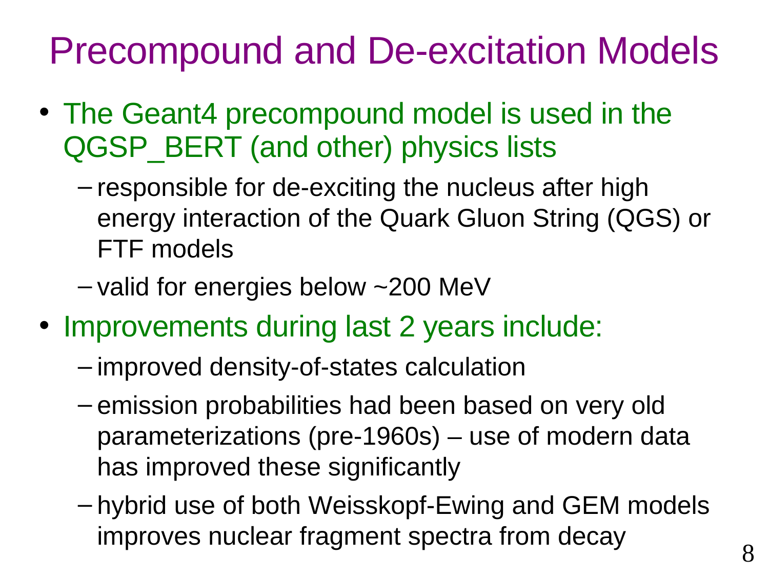# Precompound and De-excitation Models

- The Geant4 precompound model is used in the QGSP_BERT (and other) physics lists
  - responsible for de-exciting the nucleus after high energy interaction of the Quark Gluon String (QGS) or FTF models
  - valid for energies below ~200 MeV
- Improvements during last 2 years include:
  - improved density-of-states calculation
  - emission probabilities had been based on very old parameterizations (pre-1960s) – use of modern data has improved these significantly
  - hybrid use of both Weisskopf-Ewing and GEM models improves nuclear fragment spectra from decay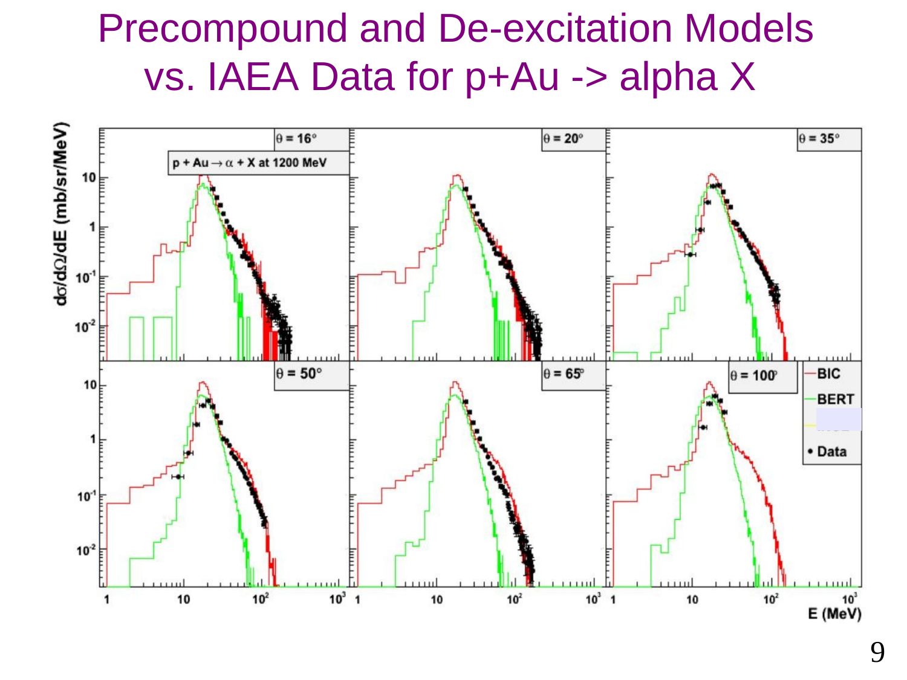# Precompound and De-excitation Models vs. IAEA Data for p+Au -> alpha X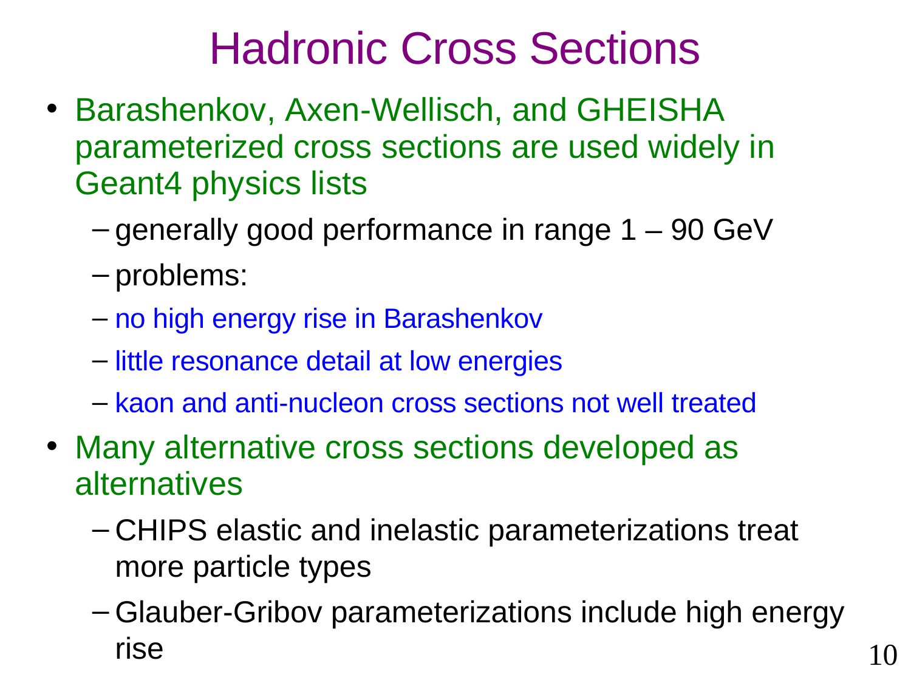# Hadronic Cross Sections

- Barashenkov, Axen-Wellisch, and GHEISHA parameterized cross sections are used widely in Geant4 physics lists
  - generally good performance in range 1 – 90 GeV
  - problems:
  - no high energy rise in Barashenkov
  - little resonance detail at low energies
  - kaon and anti-nucleon cross sections not well treated
- Many alternative cross sections developed as alternatives
  - CHIPS elastic and inelastic parameterizations treat more particle types
  - Glauber-Gribov parameterizations include high energy rise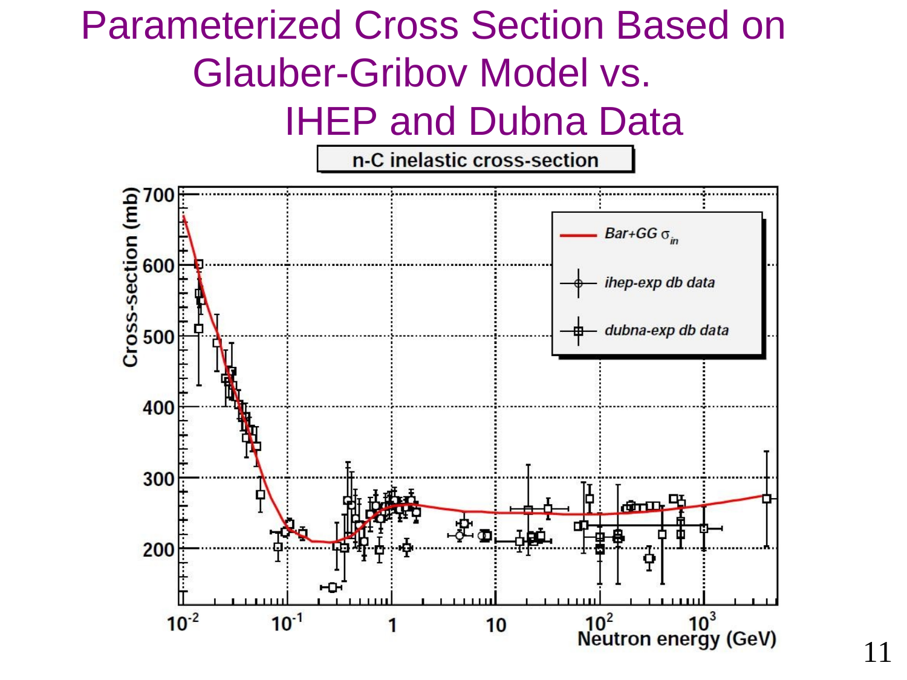# Parameterized Cross Section Based on Glauber-Gribov Model vs. IHEP and Dubna Data

n-C inelastic cross-section

Cross-section (mb)

Neutron energy (GeV)

*Bar+GG $\sigma_{in}$*

*ihep-exp db data*

*dubna-exp db data*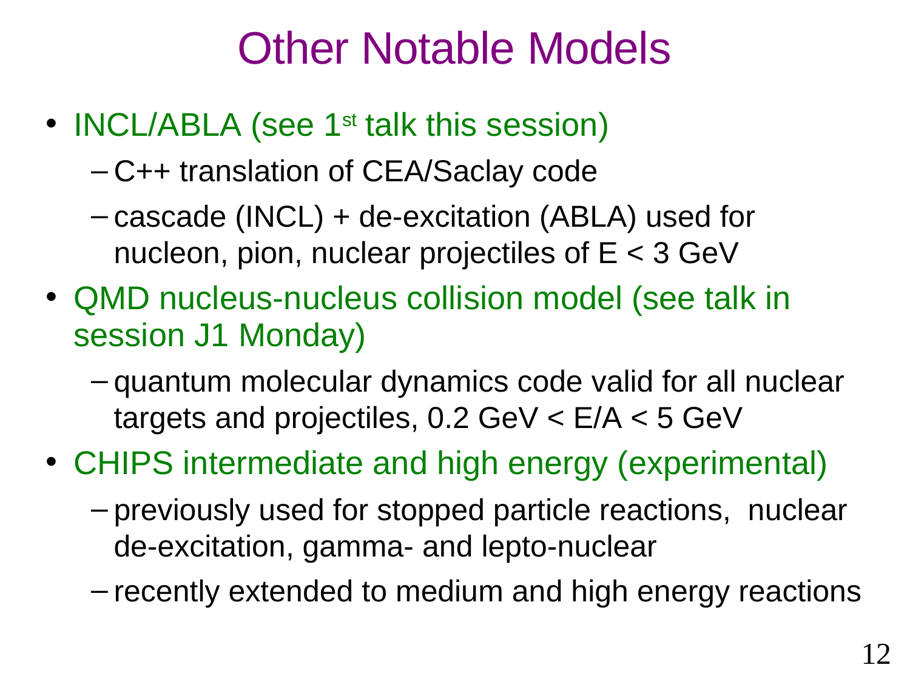# Other Notable Models

- INCL/ABLA (see 1st talk this session)
  - C++ translation of CEA/Saclay code
  - cascade (INCL) + de-excitation (ABLA) used for nucleon, pion, nuclear projectiles of E < 3 GeV
- QMD nucleus-nucleus collision model (see talk in session J1 Monday)
  - quantum molecular dynamics code valid for all nuclear targets and projectiles, 0.2 GeV < E/A < 5 GeV
- CHIPS intermediate and high energy (experimental)
  - previously used for stopped particle reactions, nuclear de-excitation, gamma- and lepto-nuclear
  - recently extended to medium and high energy reactions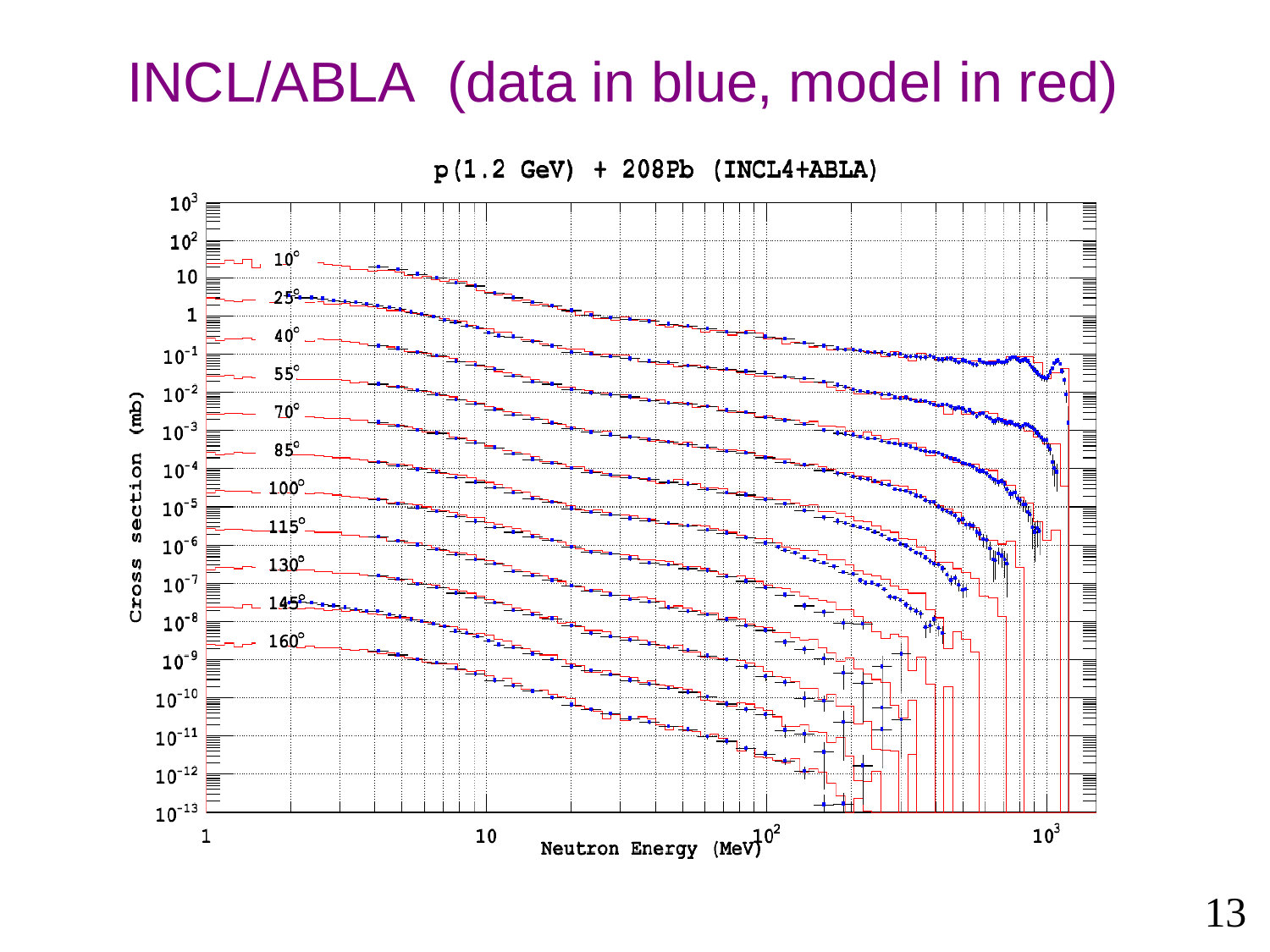# INCL/ABLA (data in blue, model in red)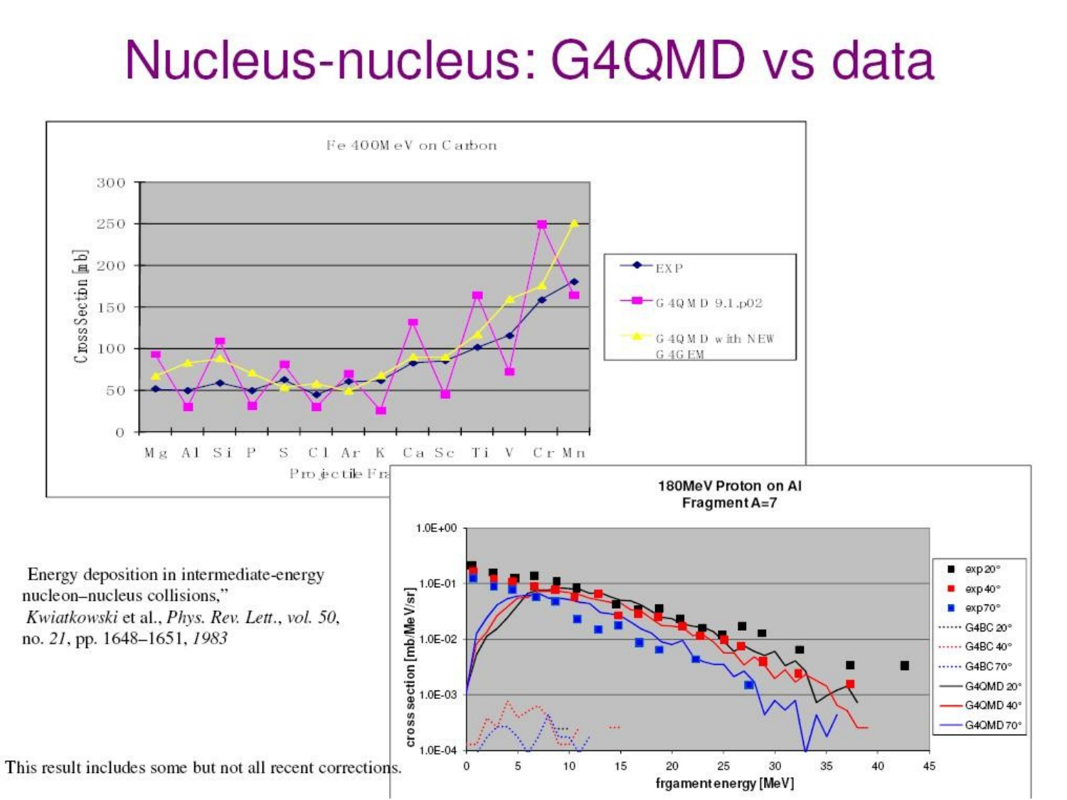# Nucleus-nucleus: G4QMD vs data

Energy deposition in intermediate-energy nucleon–nucleus collisions," *Kwiatkowski* et al., *Phys. Rev. Lett.*, *vol. 50*, no. *21*, pp. 1648–1651, *1983*

This result includes some but not all recent corrections.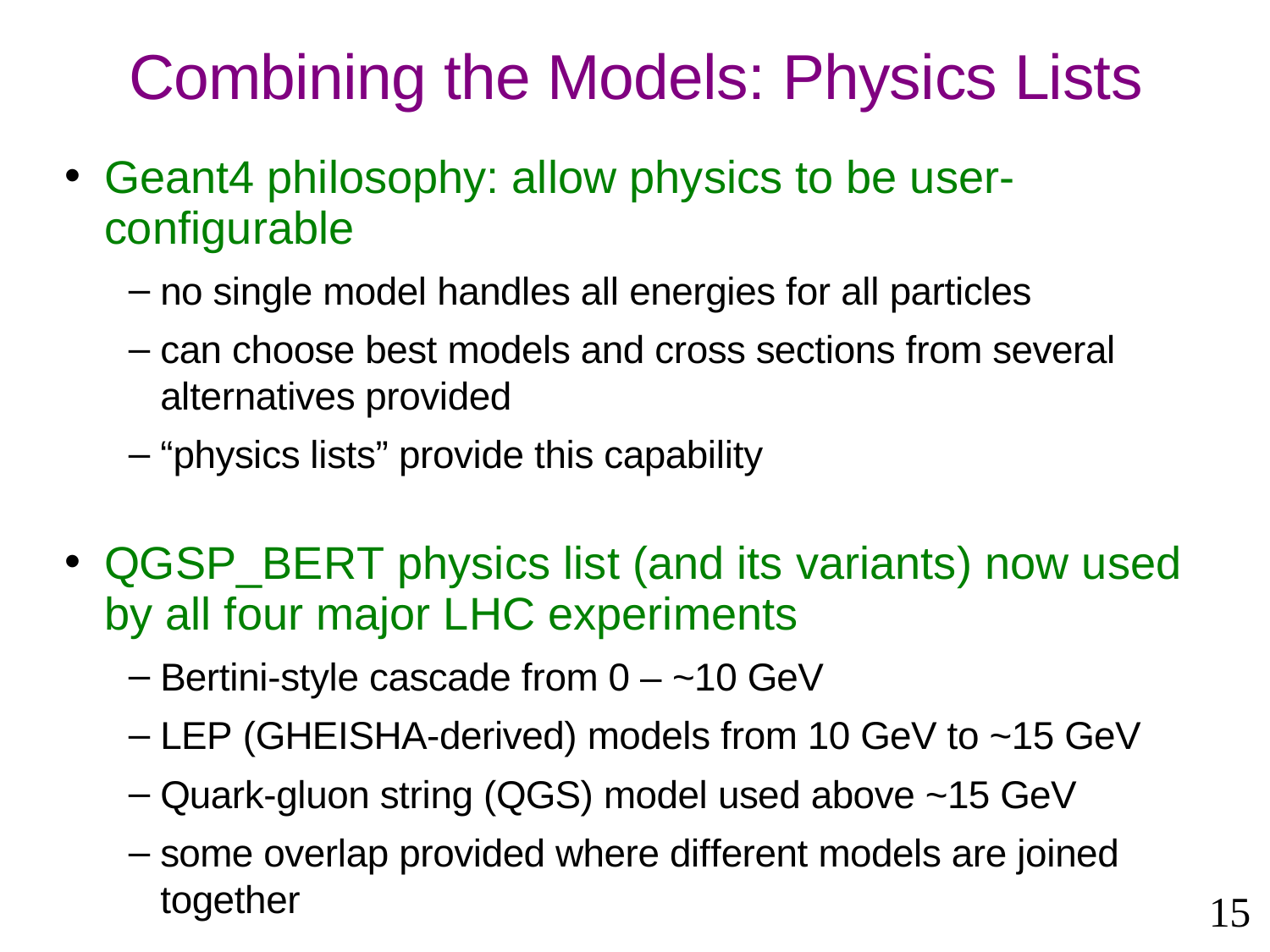# Combining the Models: Physics Lists

- Geant4 philosophy: allow physics to be user-configurable
  - no single model handles all energies for all particles
  - can choose best models and cross sections from several alternatives provided
  - “physics lists” provide this capability

- QGSP_BERT physics list (and its variants) now used by all four major LHC experiments
  - Bertini-style cascade from 0 – ~10 GeV
  - LEP (GHEISHA-derived) models from 10 GeV to ~15 GeV
  - Quark-gluon string (QGS) model used above ~15 GeV
  - some overlap provided where different models are joined together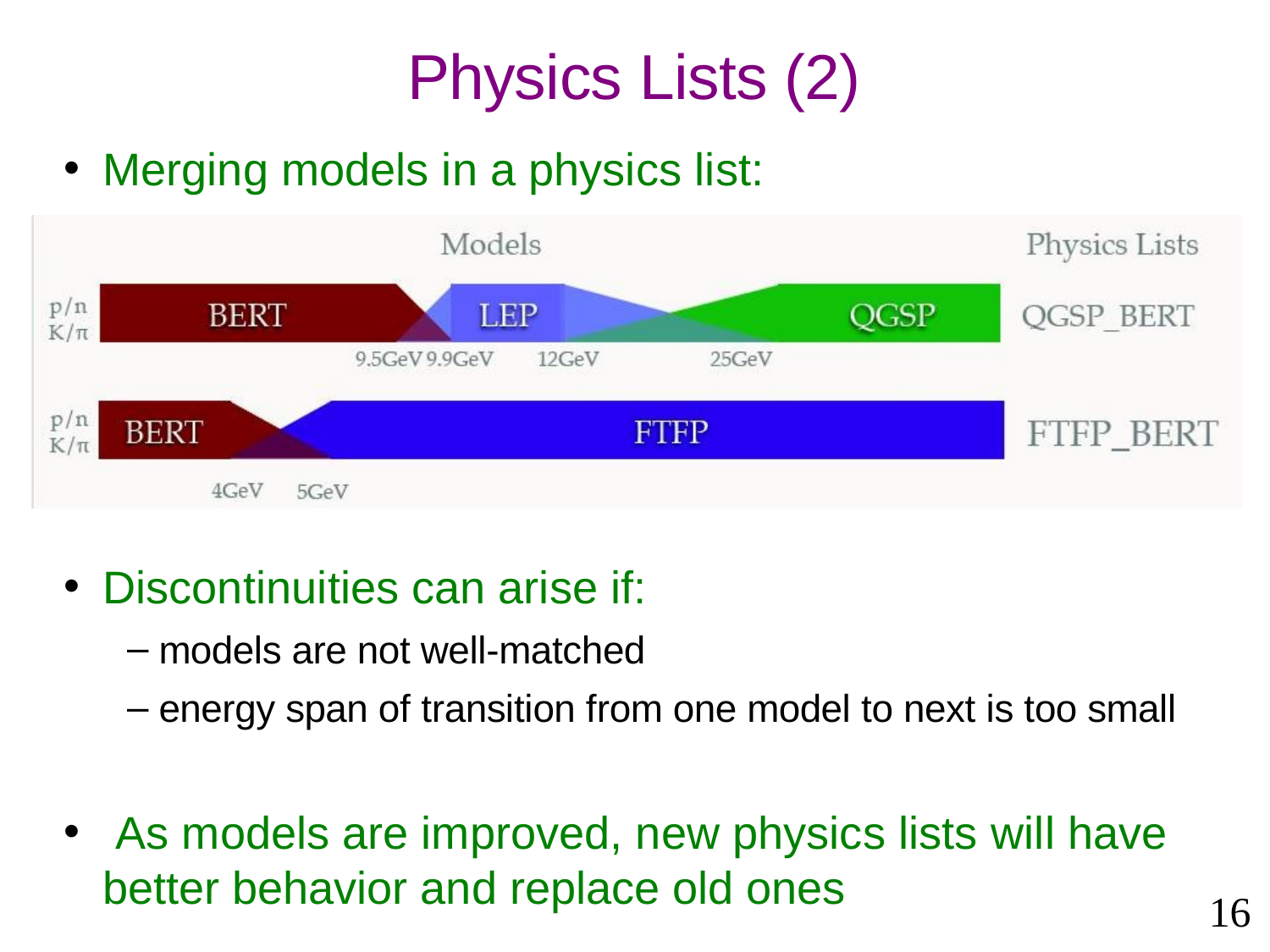# Physics Lists (2)

- Merging models in a physics list:

| | Models | Physics Lists |
|---|---|---|
| p/n K/π | BERT — LEP — QGSP (9.5GeV 9.9GeV, 12GeV, 25GeV) | QGSP_BERT |
| p/n K/π | BERT — FTFP (4GeV, 5GeV) | FTFP_BERT |

- Discontinuities can arise if:
  - models are not well-matched
  - energy span of transition from one model to next is too small

- As models are improved, new physics lists will have better behavior and replace old ones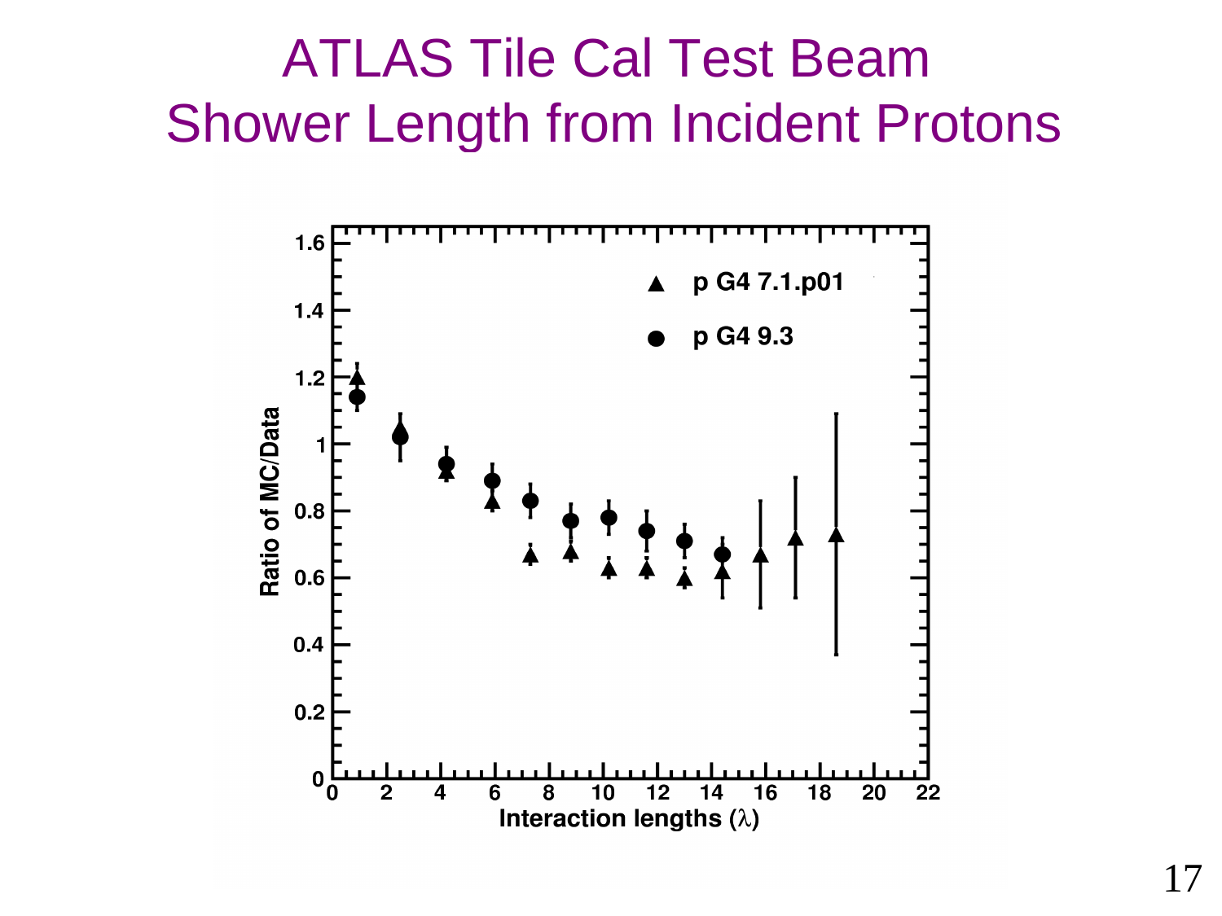# ATLAS Tile Cal Test Beam Shower Length from Incident Protons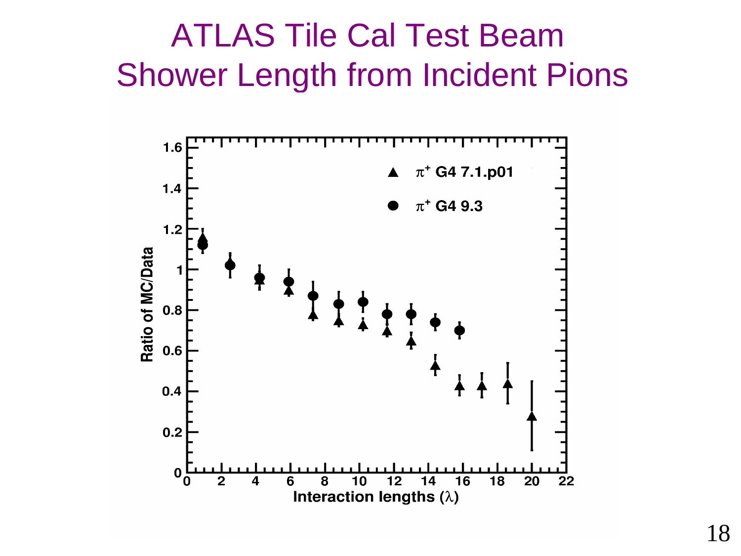# ATLAS Tile Cal Test Beam
# Shower Length from Incident Pions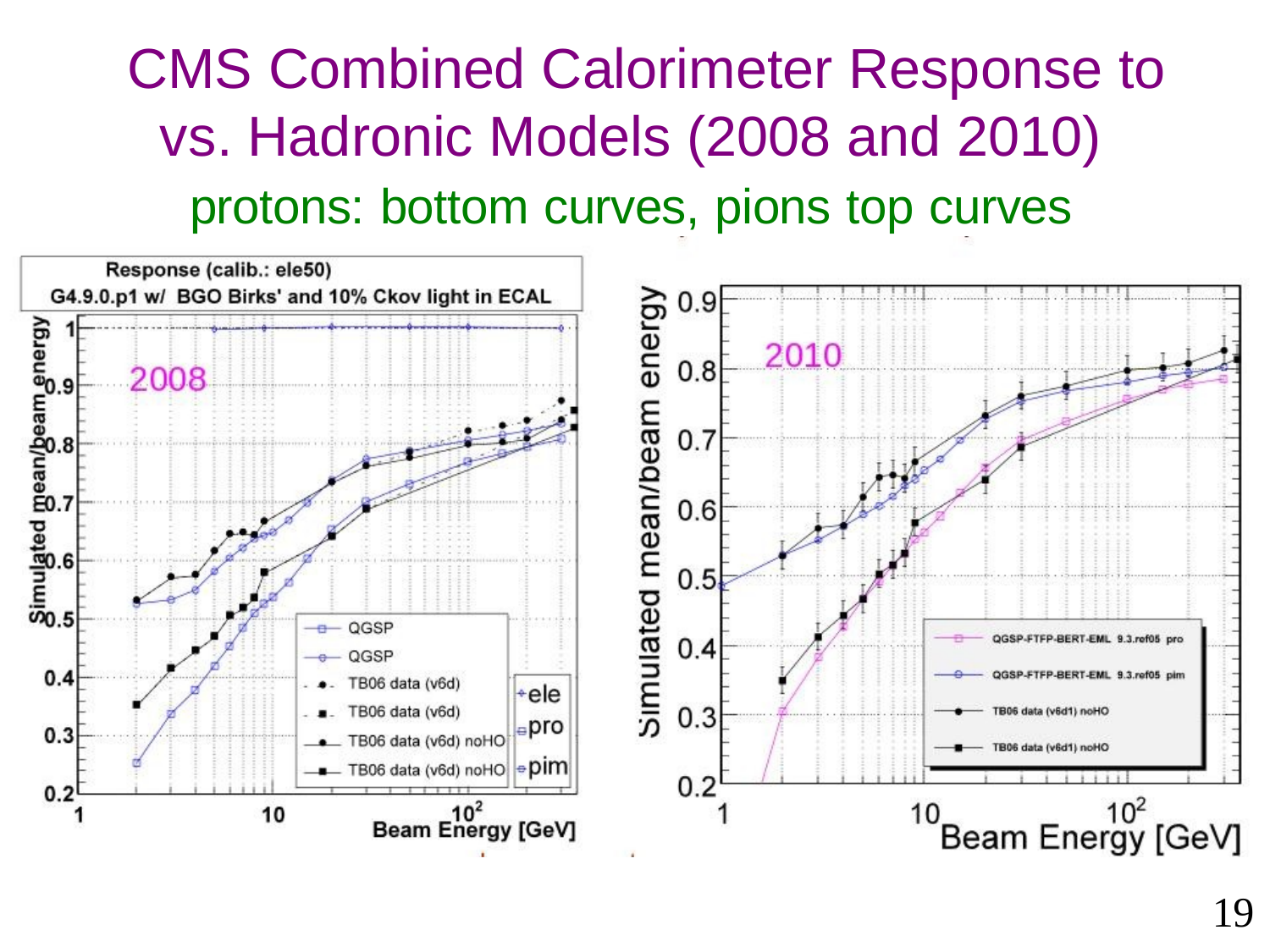# CMS Combined Calorimeter Response to vs. Hadronic Models (2008 and 2010)

protons: bottom curves, pions top curves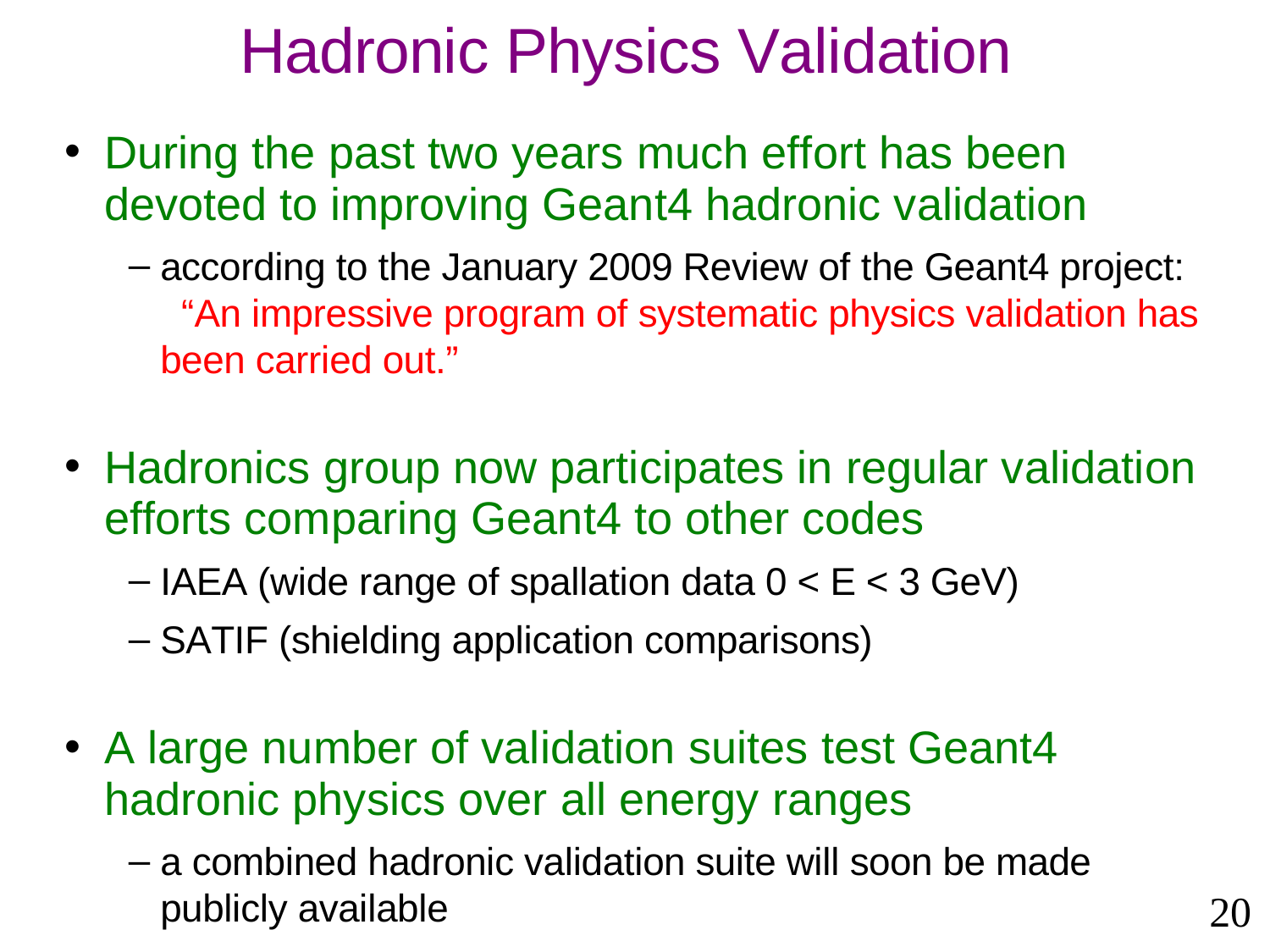# Hadronic Physics Validation

- During the past two years much effort has been devoted to improving Geant4 hadronic validation
  - according to the January 2009 Review of the Geant4 project: "An impressive program of systematic physics validation has been carried out."
- Hadronics group now participates in regular validation efforts comparing Geant4 to other codes
  - IAEA (wide range of spallation data 0 < E < 3 GeV)
  - SATIF (shielding application comparisons)
- A large number of validation suites test Geant4 hadronic physics over all energy ranges
  - a combined hadronic validation suite will soon be made publicly available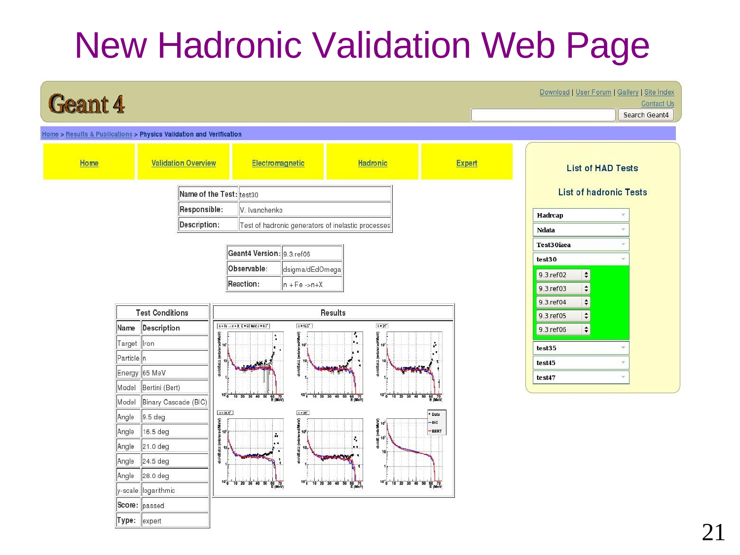# New Hadronic Validation Web Page

Geant 4

Download | User Forum | Gallery | Site Index

Contact Us

Search Geant4

Home > Results & Publications > Physics Validation and Verification

Home | Validation Overview | Electromagnetic | Hadronic | Expert

| Name of the Test: | test30 |
|---|---|
| Responsible: | V. Ivanchenko |
| Description: | Test of hadronic generators of inelastic processes |

| Geant4 Version: | 9.3.ref06 |
|---|---|
| Observable: | dsigma/dEdOmega |
| Reaction: | n + Fe ->n+X |

| Test Conditions | |
|---|---|
| Name | Description |
| Target | Iron |
| Particle | n |
| Energy | 65 MeV |
| Model | Bertini (Bert) |
| Model | Binary Cascade (BIC) |
| Angle | 9.5 deg |
| Angle | 16.5 deg |
| Angle | 21.0 deg |
| Angle | 24.5 deg |
| Angle | 28.0 deg |
| y-scale | logarithmic |
| Score: | passed |
| Type: | expert |

Results

List of HAD Tests

List of hadronic Tests

- Hadrcap
- Ndata
- Test30iaea
- test30
  - 9.3.ref02
  - 9.3.ref03
  - 9.3.ref04
  - 9.3.ref05
  - 9.3.ref06
- test35
- test45
- test47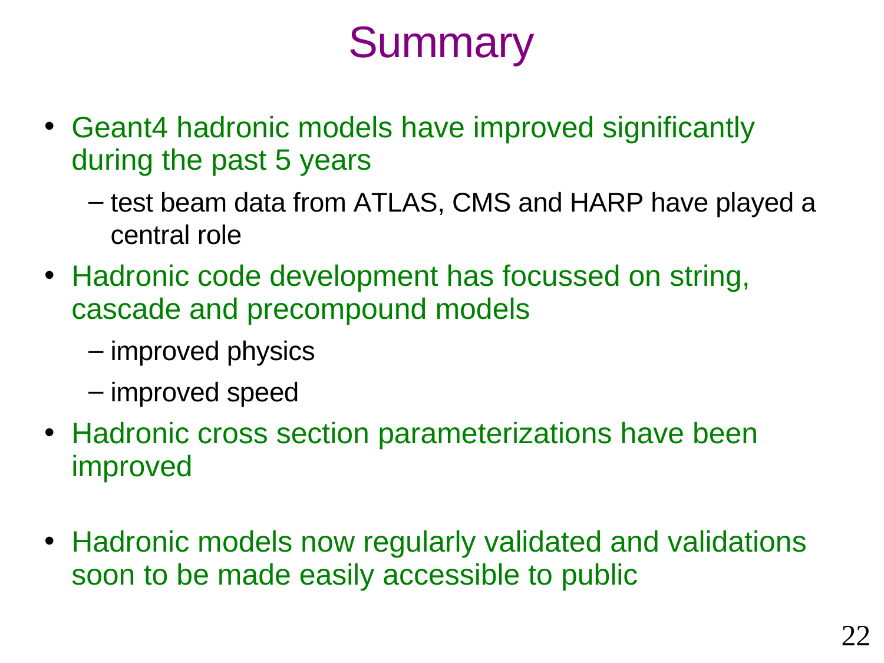# Summary

- Geant4 hadronic models have improved significantly during the past 5 years
  - test beam data from ATLAS, CMS and HARP have played a central role
- Hadronic code development has focussed on string, cascade and precompound models
  - improved physics
  - improved speed
- Hadronic cross section parameterizations have been improved
- Hadronic models now regularly validated and validations soon to be made easily accessible to public